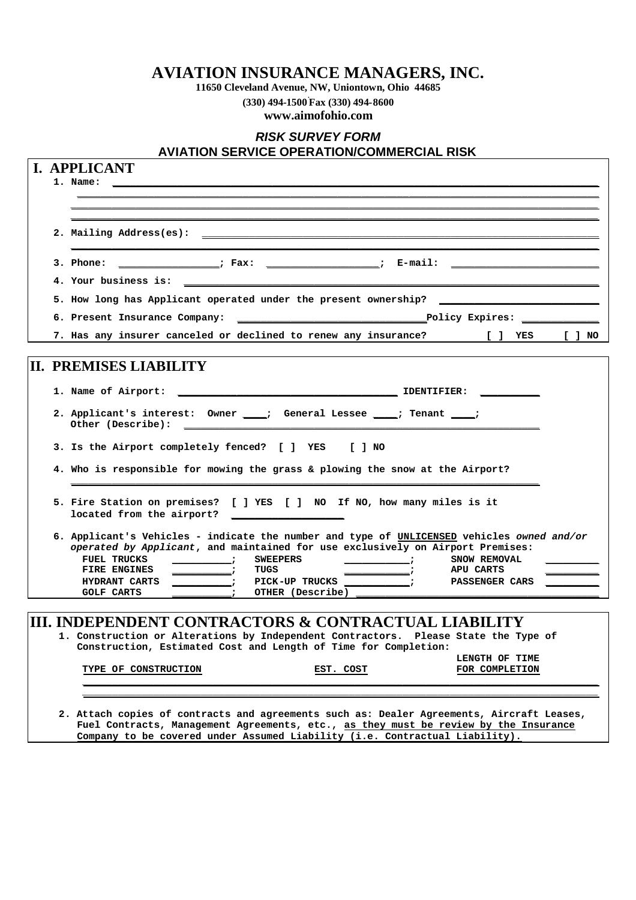# AVIATION INSURANCE MANAGERS, INC.

**11650 Cleveland Avenue, NW, Uniontown, Ohio 44685**

**(330) 494-1500 Fax (330) 494-8600**

**www.aimofohio.com**

## *RISK SURVEY FORM*

## AVIATION SERVICE OPERATION/COMMERCIAL RISK

## I. APPLICANT

1. Name: ________________________________________________________________

________________________________________________________________

________________________________________________________________

________________________________________________________________

2. Mailing Address(es): ________________________________________________________________

________________________________________________________________

3. Phone: ________________; Fax: ________________; E-mail: ________________

4. Your business is: ________________________________________________________________

5. How long has Applicant operated under the present ownership? ________________

6. Present Insurance Company: ________________________ Policy Expires: ____________

7. Has any insurer canceled or declined to renew any insurance? [ ] YES [ ] NO

## II. PREMISES LIABILITY

1. Name of Airport: ________________________________ IDENTIFIER: __________

2. Applicant's interest: Owner ____; General Lessee ____; Tenant ____;
   Other (Describe): ________________________________________________________________

3. Is the Airport completely fenced? [ ] YES [ ] NO

4. Who is responsible for mowing the grass & plowing the snow at the Airport?

   ________________________________________________________________

5. Fire Station on premises? [ ] YES [ ] NO If NO, how many miles is it
   located from the airport? ________________

6. Applicant's Vehicles - indicate the number and type of UNLICENSED vehicles *owned and/or operated by Applicant*, and maintained for use exclusively on Airport Premises:

| | | | | | |
|---|---|---|---|---|---|
| FUEL TRUCKS | __________; | SWEEPERS | __________; | SNOW REMOVAL | __________ |
| FIRE ENGINES | __________; | TUGS | __________; | APU CARTS | __________ |
| HYDRANT CARTS | __________; | PICK-UP TRUCKS | __________; | PASSENGER CARS | __________ |
| GOLF CARTS | __________; | OTHER (Describe) | __________ | | |

## III. INDEPENDENT CONTRACTORS & CONTRACTUAL LIABILITY

1. Construction or Alterations by Independent Contractors. Please State the Type of Construction, Estimated Cost and Length of Time for Completion:

| TYPE OF CONSTRUCTION | EST. COST | LENGTH OF TIME FOR COMPLETION |
|---|---|---|
| | | |
| | | |

2. Attach copies of contracts and agreements such as: Dealer Agreements, Aircraft Leases, Fuel Contracts, Management Agreements, etc., as they must be review by the Insurance Company to be covered under Assumed Liability (i.e. Contractual Liability).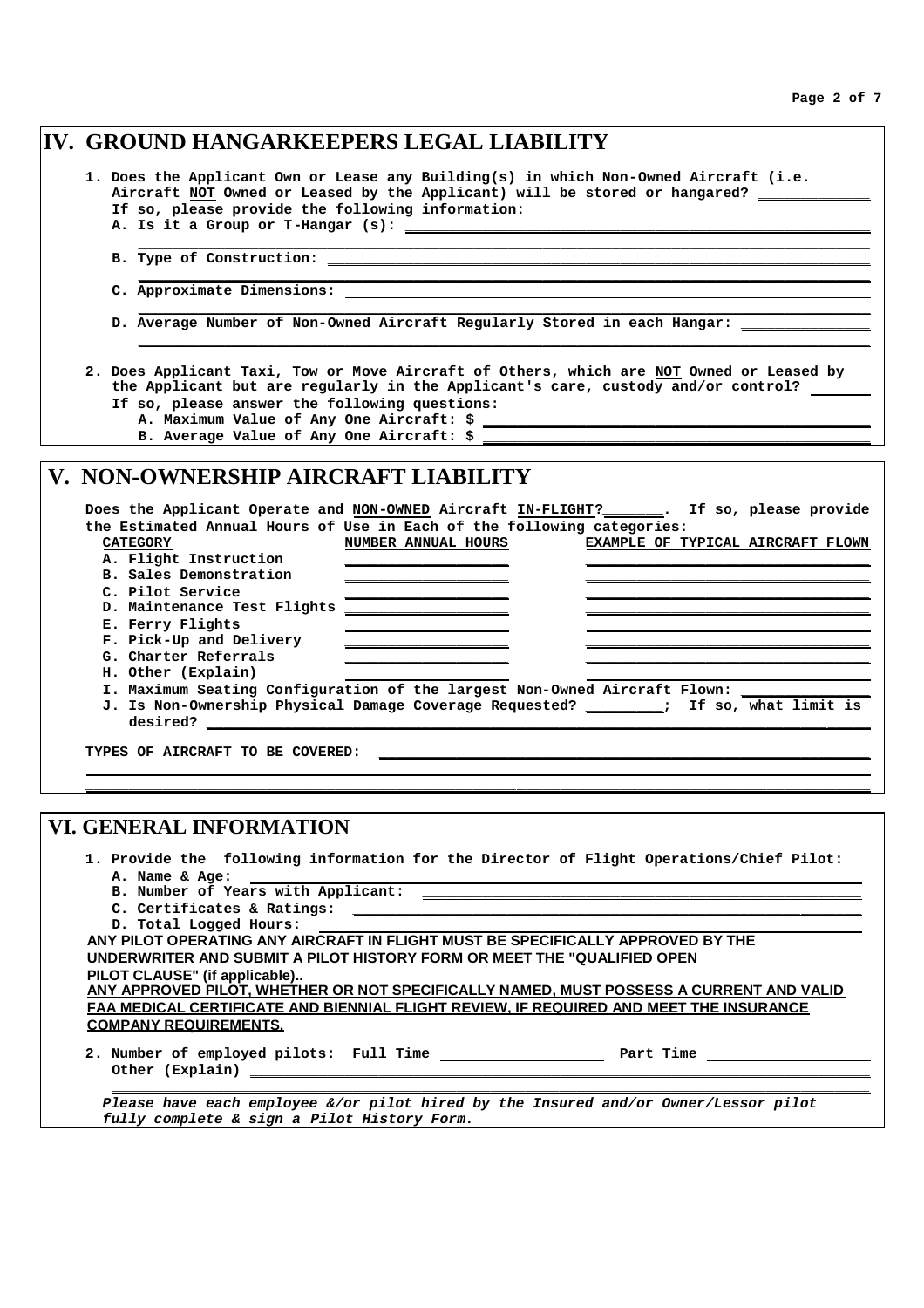# IV. GROUND HANGARKEEPERS LEGAL LIABILITY

1. Does the Applicant Own or Lease any Building(s) in which Non-Owned Aircraft (i.e. Aircraft **NOT** Owned or Leased by the Applicant) will be stored or hangared? ____________
   If so, please provide the following information:
   A. Is it a Group or T-Hangar (s): ____________
   B. Type of Construction: ____________
   C. Approximate Dimensions: ____________
   D. Average Number of Non-Owned Aircraft Regularly Stored in each Hangar: ____________

2. Does Applicant Taxi, Tow or Move Aircraft of Others, which are **NOT** Owned or Leased by the Applicant but are regularly in the Applicant's care, custody and/or control? ______
   If so, please answer the following questions:
   A. Maximum Value of Any One Aircraft: $ ____________
   B. Average Value of Any One Aircraft: $ ____________

# V. NON-OWNERSHIP AIRCRAFT LIABILITY

Does the Applicant Operate and **NON-OWNED** Aircraft **IN-FLIGHT?**_______. If so, please provide the Estimated Annual Hours of Use in Each of the following categories:

| CATEGORY | NUMBER ANNUAL HOURS | EXAMPLE OF TYPICAL AIRCRAFT FLOWN |
|---|---|---|
| A. Flight Instruction | | |
| B. Sales Demonstration | | |
| C. Pilot Service | | |
| D. Maintenance Test Flights | | |
| E. Ferry Flights | | |
| F. Pick-Up and Delivery | | |
| G. Charter Referrals | | |
| H. Other (Explain) | | |

I. Maximum Seating Configuration of the largest Non-Owned Aircraft Flown: ____________
J. Is Non-Ownership Physical Damage Coverage Requested? ________; If so, what limit is desired? ____________

TYPES OF AIRCRAFT TO BE COVERED: ____________

# VI. GENERAL INFORMATION

1. Provide the following information for the Director of Flight Operations/Chief Pilot:
   A. Name & Age: ____________
   B. Number of Years with Applicant: ____________
   C. Certificates & Ratings: ____________
   D. Total Logged Hours: ____________

**ANY PILOT OPERATING ANY AIRCRAFT IN FLIGHT MUST BE SPECIFICALLY APPROVED BY THE UNDERWRITER AND SUBMIT A PILOT HISTORY FORM OR MEET THE "QUALIFIED OPEN PILOT CLAUSE" (if applicable)..**

**ANY APPROVED PILOT, WHETHER OR NOT SPECIFICALLY NAMED, MUST POSSESS A CURRENT AND VALID FAA MEDICAL CERTIFICATE AND BIENNIAL FLIGHT REVIEW, IF REQUIRED AND MEET THE INSURANCE COMPANY REQUIREMENTS.**

2. Number of employed pilots: Full Time ____________ Part Time ____________
   Other (Explain) ____________

***Please have each employee &/or pilot hired by the Insured and/or Owner/Lessor pilot fully complete & sign a Pilot History Form.***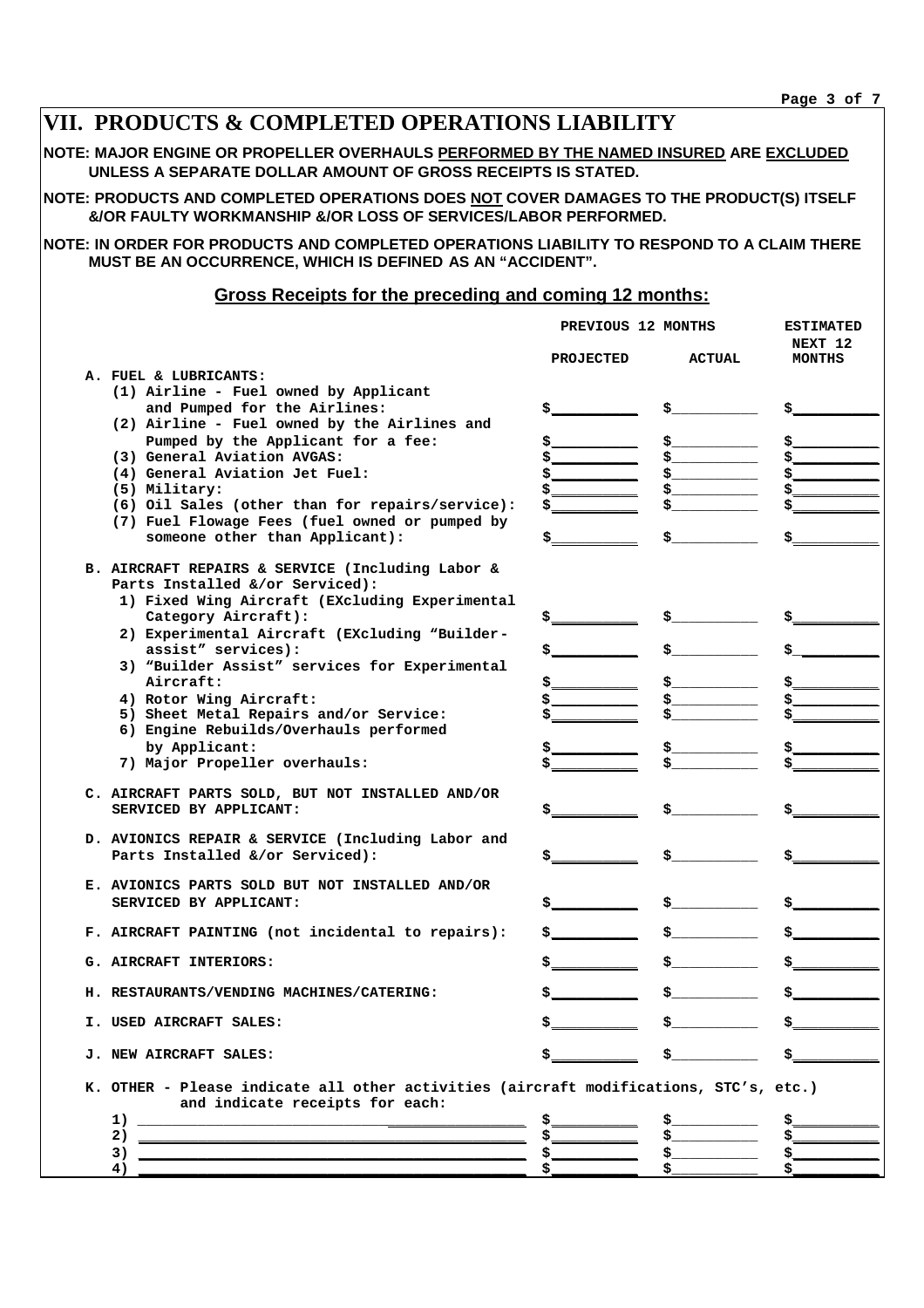# VII. PRODUCTS & COMPLETED OPERATIONS LIABILITY

**NOTE: MAJOR ENGINE OR PROPELLER OVERHAULS PERFORMED BY THE NAMED INSURED ARE EXCLUDED UNLESS A SEPARATE DOLLAR AMOUNT OF GROSS RECEIPTS IS STATED.**

**NOTE: PRODUCTS AND COMPLETED OPERATIONS DOES NOT COVER DAMAGES TO THE PRODUCT(S) ITSELF &/OR FAULTY WORKMANSHIP &/OR LOSS OF SERVICES/LABOR PERFORMED.**

**NOTE: IN ORDER FOR PRODUCTS AND COMPLETED OPERATIONS LIABILITY TO RESPOND TO A CLAIM THERE MUST BE AN OCCURRENCE, WHICH IS DEFINED AS AN "ACCIDENT".**

## Gross Receipts for the preceding and coming 12 months:

| | PREVIOUS 12 MONTHS | | ESTIMATED NEXT 12 MONTHS |
|---|---|---|---|
| | PROJECTED | ACTUAL | |
| **A. FUEL & LUBRICANTS:** | | | |
| (1) Airline - Fuel owned by Applicant and Pumped for the Airlines: | $________ | $________ | $________ |
| (2) Airline - Fuel owned by the Airlines and Pumped by the Applicant for a fee: | $________ | $________ | $________ |
| (3) General Aviation AVGAS: | $________ | $________ | $________ |
| (4) General Aviation Jet Fuel: | $________ | $________ | $________ |
| (5) Military: | $________ | $________ | $________ |
| (6) Oil Sales (other than for repairs/service): | $________ | $________ | $________ |
| (7) Fuel Flowage Fees (fuel owned or pumped by someone other than Applicant): | $________ | $________ | $________ |
| **B. AIRCRAFT REPAIRS & SERVICE (Including Labor & Parts Installed &/or Serviced):** | | | |
| 1) Fixed Wing Aircraft (EXcluding Experimental Category Aircraft): | $________ | $________ | $________ |
| 2) Experimental Aircraft (EXcluding "Builder-assist" services): | $________ | $________ | $________ |
| 3) "Builder Assist" services for Experimental Aircraft: | $________ | $________ | $________ |
| 4) Rotor Wing Aircraft: | $________ | $________ | $________ |
| 5) Sheet Metal Repairs and/or Service: | $________ | $________ | $________ |
| 6) Engine Rebuilds/Overhauls performed by Applicant: | $________ | $________ | $________ |
| 7) Major Propeller overhauls: | $________ | $________ | $________ |
| **C. AIRCRAFT PARTS SOLD, BUT NOT INSTALLED AND/OR SERVICED BY APPLICANT:** | $________ | $________ | $________ |
| **D. AVIONICS REPAIR & SERVICE (Including Labor and Parts Installed &/or Serviced):** | $________ | $________ | $________ |
| **E. AVIONICS PARTS SOLD BUT NOT INSTALLED AND/OR SERVICED BY APPLICANT:** | $________ | $________ | $________ |
| **F. AIRCRAFT PAINTING (not incidental to repairs):** | $________ | $________ | $________ |
| **G. AIRCRAFT INTERIORS:** | $________ | $________ | $________ |
| **H. RESTAURANTS/VENDING MACHINES/CATERING:** | $________ | $________ | $________ |
| **I. USED AIRCRAFT SALES:** | $________ | $________ | $________ |
| **J. NEW AIRCRAFT SALES:** | $________ | $________ | $________ |
| **K. OTHER - Please indicate all other activities (aircraft modifications, STC's, etc.) and indicate receipts for each:** | | | |
| 1) ________________________ | $________ | $________ | $________ |
| 2) ________________________ | $________ | $________ | $________ |
| 3) ________________________ | $________ | $________ | $________ |
| 4) ________________________ | $________ | $________ | $________ |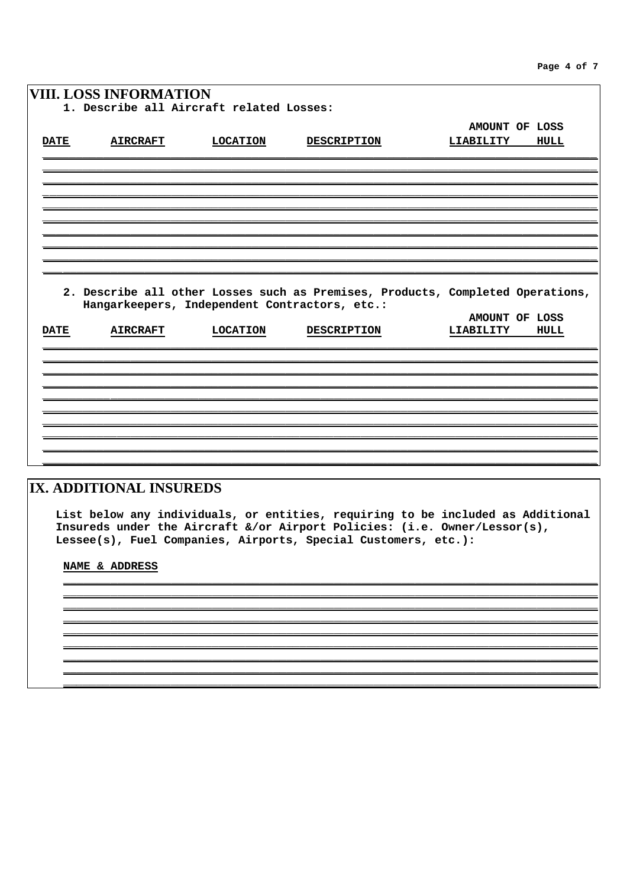## VIII. LOSS INFORMATION

1. Describe all Aircraft related Losses:

| DATE | AIRCRAFT | LOCATION | DESCRIPTION | AMOUNT OF LOSS LIABILITY | AMOUNT OF LOSS HULL |
|---|---|---|---|---|---|
| | | | | | |
| | | | | | |
| | | | | | |
| | | | | | |
| | | | | | |
| | | | | | |
| | | | | | |
| | | | | | |
| | | | | | |

2. Describe all other Losses such as Premises, Products, Completed Operations, Hangarkeepers, Independent Contractors, etc.:

| DATE | AIRCRAFT | LOCATION | DESCRIPTION | AMOUNT OF LOSS LIABILITY | AMOUNT OF LOSS HULL |
|---|---|---|---|---|---|
| | | | | | |
| | | | | | |
| | | | | | |
| | | | | | |
| | | | | | |
| | | | | | |
| | | | | | |
| | | | | | |
| | | | | | |

## IX. ADDITIONAL INSUREDS

**List below any individuals, or entities, requiring to be included as Additional Insureds under the Aircraft &/or Airport Policies: (i.e. Owner/Lessor(s), Lessee(s), Fuel Companies, Airports, Special Customers, etc.):**

| NAME & ADDRESS |
|---|
| |
| |
| |
| |
| |
| |
| |
| |
| |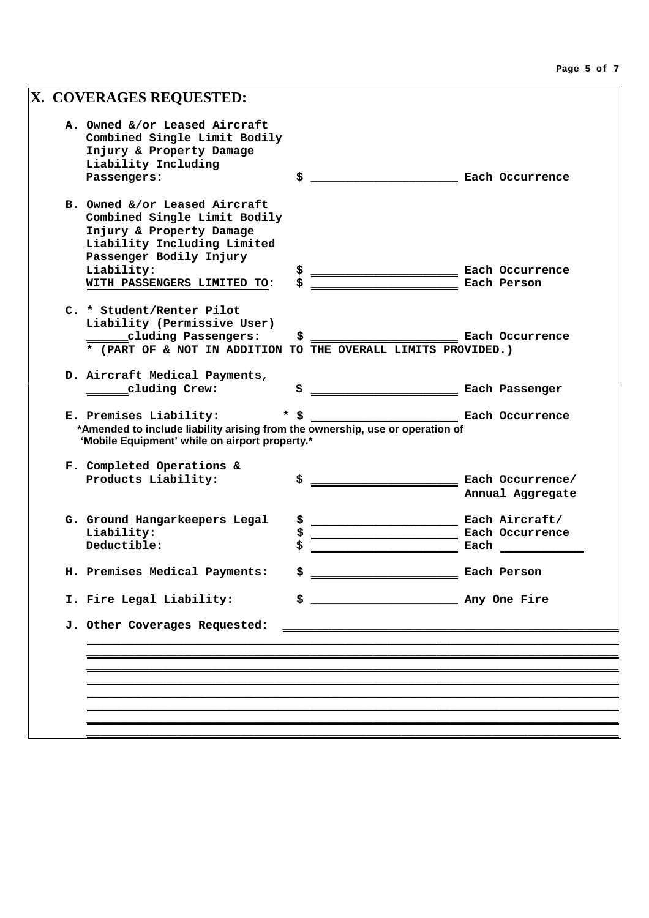## X. COVERAGES REQUESTED:

**A.** Owned &/or Leased Aircraft Combined Single Limit Bodily Injury & Property Damage Liability Including Passengers: $ ____________________ Each Occurrence

**B.** Owned &/or Leased Aircraft Combined Single Limit Bodily Injury & Property Damage Liability Including Limited Passenger Bodily Injury Liability: $ ____________________ Each Occurrence

**WITH PASSENGERS LIMITED TO**: $ ____________________ Each Person

**C.** * Student/Renter Pilot Liability (Permissive User) ______cluding Passengers: $ ____________________ Each Occurrence

\* (PART OF & NOT IN ADDITION TO THE OVERALL LIMITS PROVIDED.)

**D.** Aircraft Medical Payments, ______cluding Crew: $ ____________________ Each Passenger

**E.** Premises Liability: * $ ____________________ Each Occurrence

**\*Amended to include liability arising from the ownership, use or operation of 'Mobile Equipment' while on airport property.\***

**F.** Completed Operations & Products Liability: $ ____________________ Each Occurrence/ Annual Aggregate

**G.** Ground Hangarkeepers Legal Liability: $ ____________________ Each Aircraft/
$ ____________________ Each Occurrence

Deductible: $ ____________________ Each ____________

**H.** Premises Medical Payments: $ ____________________ Each Person

**I.** Fire Legal Liability: $ ____________________ Any One Fire

**J.** Other Coverages Requested: ________________________________________

________________________________________________________________________

________________________________________________________________________

________________________________________________________________________

________________________________________________________________________

________________________________________________________________________

________________________________________________________________________

________________________________________________________________________

________________________________________________________________________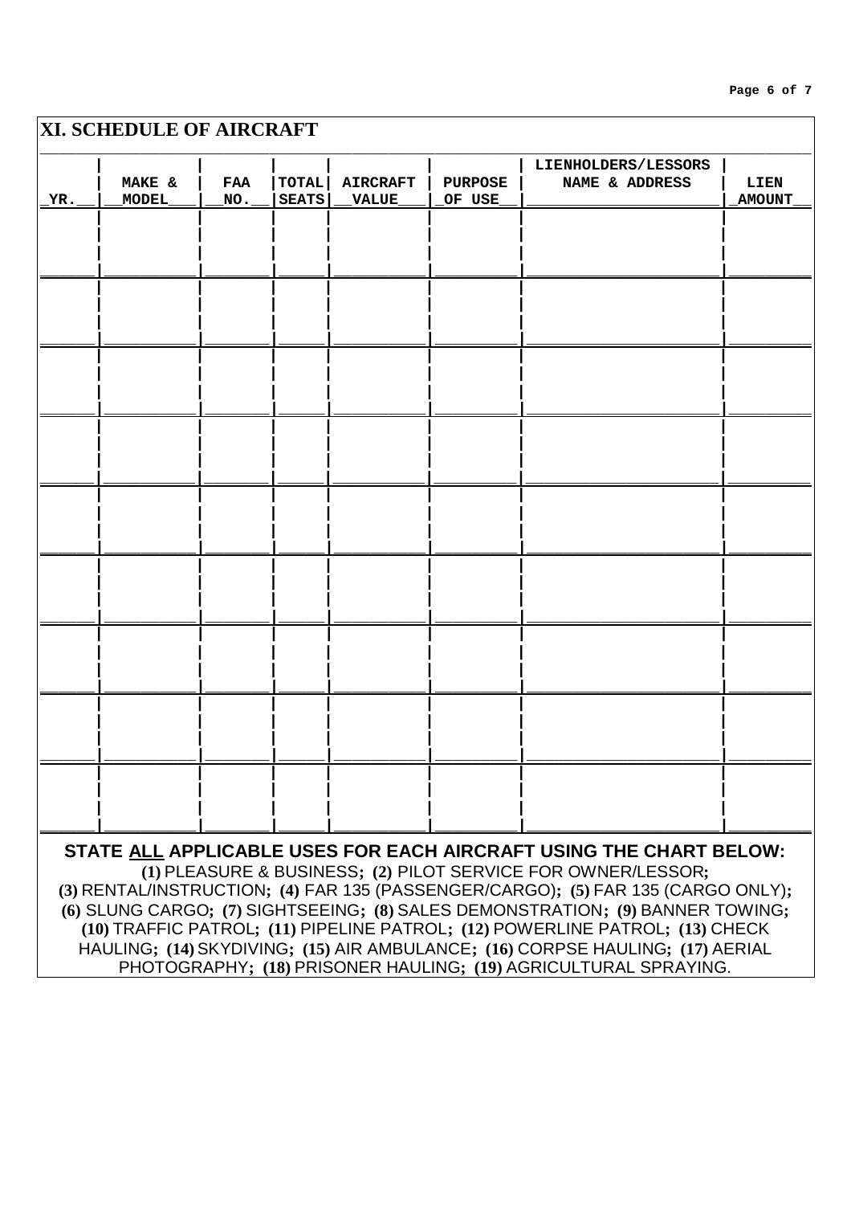## XI. SCHEDULE OF AIRCRAFT

| YR. | MAKE & MODEL | FAA NO. | TOTAL SEATS | AIRCRAFT VALUE | PURPOSE OF USE | LIENHOLDERS/LESSORS NAME & ADDRESS | LIEN AMOUNT |
|---|---|---|---|---|---|---|---|
| | | | | | | | |
| | | | | | | | |
| | | | | | | | |
| | | | | | | | |
| | | | | | | | |
| | | | | | | | |
| | | | | | | | |
| | | | | | | | |
| | | | | | | | |

**STATE ALL APPLICABLE USES FOR EACH AIRCRAFT USING THE CHART BELOW:**

**(1)** PLEASURE & BUSINESS; **(2)** PILOT SERVICE FOR OWNER/LESSOR; **(3)** RENTAL/INSTRUCTION; **(4)** FAR 135 (PASSENGER/CARGO); **(5)** FAR 135 (CARGO ONLY); **(6)** SLUNG CARGO; **(7)** SIGHTSEEING; **(8)** SALES DEMONSTRATION; **(9)** BANNER TOWING; **(10)** TRAFFIC PATROL; **(11)** PIPELINE PATROL; **(12)** POWERLINE PATROL; **(13)** CHECK HAULING; **(14)** SKYDIVING; **(15)** AIR AMBULANCE; **(16)** CORPSE HAULING; **(17)** AERIAL PHOTOGRAPHY; **(18)** PRISONER HAULING; **(19)** AGRICULTURAL SPRAYING.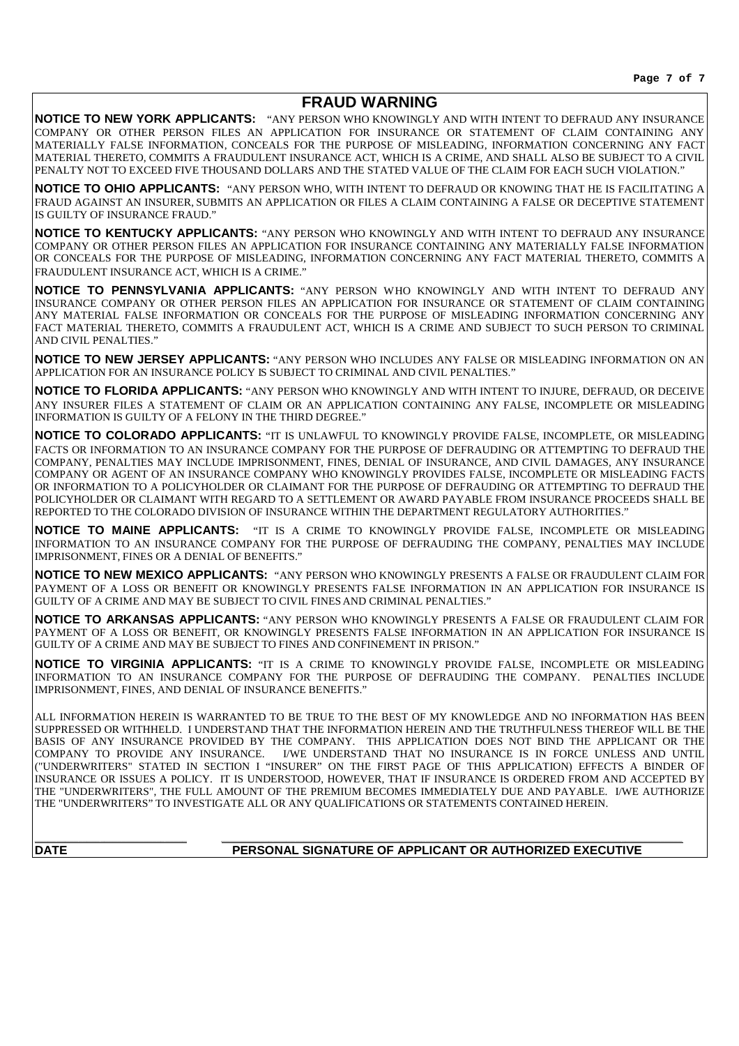# FRAUD WARNING

**NOTICE TO NEW YORK APPLICANTS:** "ANY PERSON WHO KNOWINGLY AND WITH INTENT TO DEFRAUD ANY INSURANCE COMPANY OR OTHER PERSON FILES AN APPLICATION FOR INSURANCE OR STATEMENT OF CLAIM CONTAINING ANY MATERIALLY FALSE INFORMATION, CONCEALS FOR THE PURPOSE OF MISLEADING, INFORMATION CONCERNING ANY FACT MATERIAL THERETO, COMMITS A FRAUDULENT INSURANCE ACT, WHICH IS A CRIME, AND SHALL ALSO BE SUBJECT TO A CIVIL PENALTY NOT TO EXCEED FIVE THOUSAND DOLLARS AND THE STATED VALUE OF THE CLAIM FOR EACH SUCH VIOLATION."

**NOTICE TO OHIO APPLICANTS:** "ANY PERSON WHO, WITH INTENT TO DEFRAUD OR KNOWING THAT HE IS FACILITATING A FRAUD AGAINST AN INSURER, SUBMITS AN APPLICATION OR FILES A CLAIM CONTAINING A FALSE OR DECEPTIVE STATEMENT IS GUILTY OF INSURANCE FRAUD."

**NOTICE TO KENTUCKY APPLICANTS:** "ANY PERSON WHO KNOWINGLY AND WITH INTENT TO DEFRAUD ANY INSURANCE COMPANY OR OTHER PERSON FILES AN APPLICATION FOR INSURANCE CONTAINING ANY MATERIALLY FALSE INFORMATION OR CONCEALS FOR THE PURPOSE OF MISLEADING, INFORMATION CONCERNING ANY FACT MATERIAL THERETO, COMMITS A FRAUDULENT INSURANCE ACT, WHICH IS A CRIME."

**NOTICE TO PENNSYLVANIA APPLICANTS:** "ANY PERSON WHO KNOWINGLY AND WITH INTENT TO DEFRAUD ANY INSURANCE COMPANY OR OTHER PERSON FILES AN APPLICATION FOR INSURANCE OR STATEMENT OF CLAIM CONTAINING ANY MATERIAL FALSE INFORMATION OR CONCEALS FOR THE PURPOSE OF MISLEADING INFORMATION CONCERNING ANY FACT MATERIAL THERETO, COMMITS A FRAUDULENT ACT, WHICH IS A CRIME AND SUBJECT TO SUCH PERSON TO CRIMINAL AND CIVIL PENALTIES."

**NOTICE TO NEW JERSEY APPLICANTS:** "ANY PERSON WHO INCLUDES ANY FALSE OR MISLEADING INFORMATION ON AN APPLICATION FOR AN INSURANCE POLICY IS SUBJECT TO CRIMINAL AND CIVIL PENALTIES."

**NOTICE TO FLORIDA APPLICANTS:** "ANY PERSON WHO KNOWINGLY AND WITH INTENT TO INJURE, DEFRAUD, OR DECEIVE ANY INSURER FILES A STATEMENT OF CLAIM OR AN APPLICATION CONTAINING ANY FALSE, INCOMPLETE OR MISLEADING INFORMATION IS GUILTY OF A FELONY IN THE THIRD DEGREE."

**NOTICE TO COLORADO APPLICANTS:** "IT IS UNLAWFUL TO KNOWINGLY PROVIDE FALSE, INCOMPLETE, OR MISLEADING FACTS OR INFORMATION TO AN INSURANCE COMPANY FOR THE PURPOSE OF DEFRAUDING OR ATTEMPTING TO DEFRAUD THE COMPANY, PENALTIES MAY INCLUDE IMPRISONMENT, FINES, DENIAL OF INSURANCE, AND CIVIL DAMAGES, ANY INSURANCE COMPANY OR AGENT OF AN INSURANCE COMPANY WHO KNOWINGLY PROVIDES FALSE, INCOMPLETE OR MISLEADING FACTS OR INFORMATION TO A POLICYHOLDER OR CLAIMANT FOR THE PURPOSE OF DEFRAUDING OR ATTEMPTING TO DEFRAUD THE POLICYHOLDER OR CLAIMANT WITH REGARD TO A SETTLEMENT OR AWARD PAYABLE FROM INSURANCE PROCEEDS SHALL BE REPORTED TO THE COLORADO DIVISION OF INSURANCE WITHIN THE DEPARTMENT REGULATORY AUTHORITIES."

**NOTICE TO MAINE APPLICANTS:** "IT IS A CRIME TO KNOWINGLY PROVIDE FALSE, INCOMPLETE OR MISLEADING INFORMATION TO AN INSURANCE COMPANY FOR THE PURPOSE OF DEFRAUDING THE COMPANY, PENALTIES MAY INCLUDE IMPRISONMENT, FINES OR A DENIAL OF BENEFITS."

**NOTICE TO NEW MEXICO APPLICANTS:** "ANY PERSON WHO KNOWINGLY PRESENTS A FALSE OR FRAUDULENT CLAIM FOR PAYMENT OF A LOSS OR BENEFIT OR KNOWINGLY PRESENTS FALSE INFORMATION IN AN APPLICATION FOR INSURANCE IS GUILTY OF A CRIME AND MAY BE SUBJECT TO CIVIL FINES AND CRIMINAL PENALTIES."

**NOTICE TO ARKANSAS APPLICANTS:** "ANY PERSON WHO KNOWINGLY PRESENTS A FALSE OR FRAUDULENT CLAIM FOR PAYMENT OF A LOSS OR BENEFIT, OR KNOWINGLY PRESENTS FALSE INFORMATION IN AN APPLICATION FOR INSURANCE IS GUILTY OF A CRIME AND MAY BE SUBJECT TO FINES AND CONFINEMENT IN PRISON."

**NOTICE TO VIRGINIA APPLICANTS:** "IT IS A CRIME TO KNOWINGLY PROVIDE FALSE, INCOMPLETE OR MISLEADING INFORMATION TO AN INSURANCE COMPANY FOR THE PURPOSE OF DEFRAUDING THE COMPANY. PENALTIES INCLUDE IMPRISONMENT, FINES, AND DENIAL OF INSURANCE BENEFITS."

ALL INFORMATION HEREIN IS WARRANTED TO BE TRUE TO THE BEST OF MY KNOWLEDGE AND NO INFORMATION HAS BEEN SUPPRESSED OR WITHHELD. I UNDERSTAND THAT THE INFORMATION HEREIN AND THE TRUTHFULNESS THEREOF WILL BE THE BASIS OF ANY INSURANCE PROVIDED BY THE COMPANY. THIS APPLICATION DOES NOT BIND THE APPLICANT OR THE COMPANY TO PROVIDE ANY INSURANCE. I/WE UNDERSTAND THAT NO INSURANCE IS IN FORCE UNLESS AND UNTIL ("UNDERWRITERS" STATED IN SECTION I "INSURER" ON THE FIRST PAGE OF THIS APPLICATION) EFFECTS A BINDER OF INSURANCE OR ISSUES A POLICY. IT IS UNDERSTOOD, HOWEVER, THAT IF INSURANCE IS ORDERED FROM AND ACCEPTED BY THE "UNDERWRITERS", THE FULL AMOUNT OF THE PREMIUM BECOMES IMMEDIATELY DUE AND PAYABLE. I/WE AUTHORIZE THE "UNDERWRITERS" TO INVESTIGATE ALL OR ANY QUALIFICATIONS OR STATEMENTS CONTAINED HEREIN.

_______________________ _______________________________________________

**DATE** **PERSONAL SIGNATURE OF APPLICANT OR AUTHORIZED EXECUTIVE**